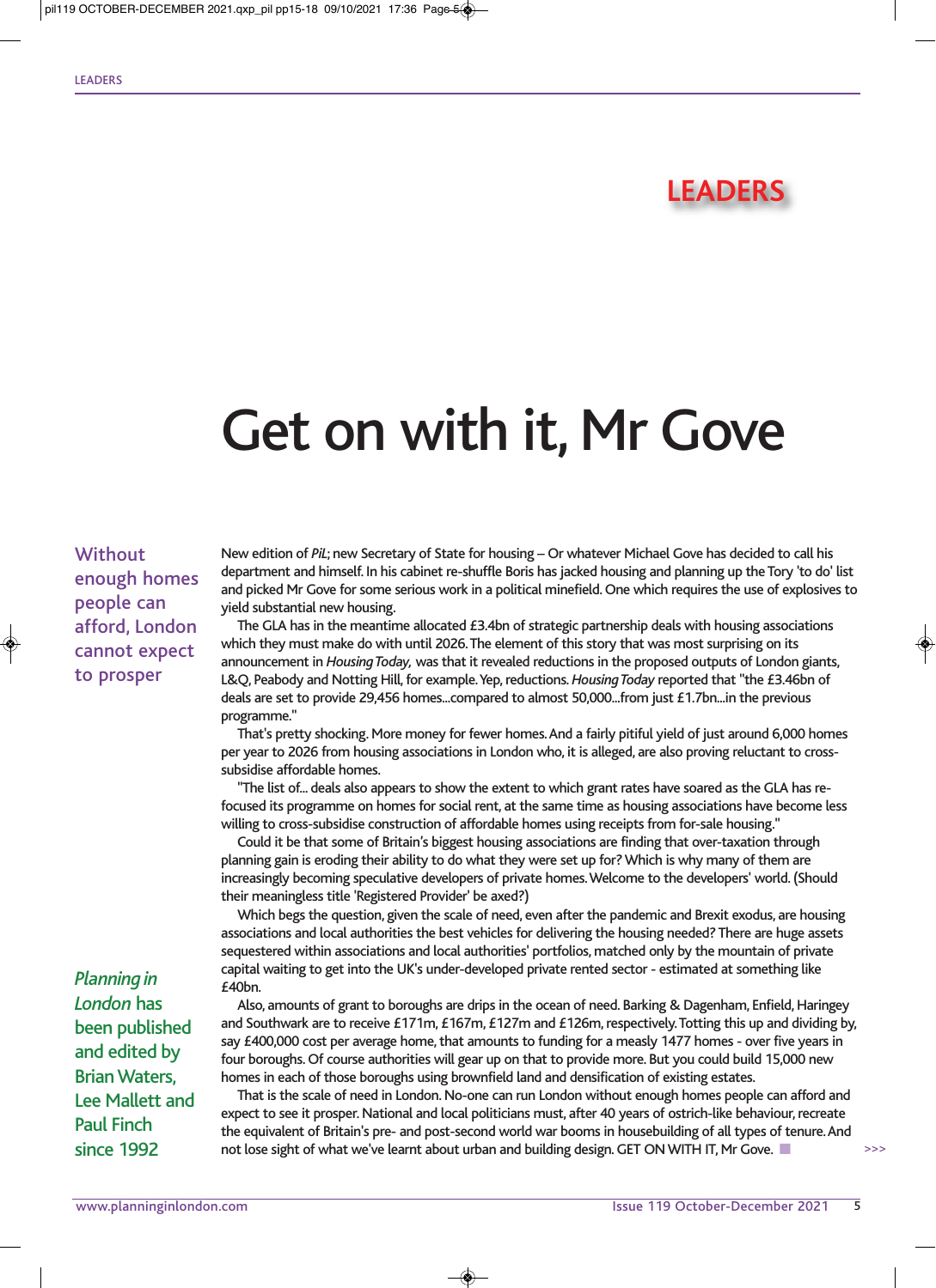# LEADERS

# Get on with it, Mr Gove

Without enough homes people can afford, London cannot expect to prosper

New edition of *PiL*; new Secretary of State for housing – Or whatever Michael Gove has decided to call his department and himself. In his cabinet re-shuffle Boris has jacked housing and planning up the Tory 'to do' list and picked Mr Gove for some serious work in a political minefield. One which requires the use of explosives to yield substantial new housing.

The GLA has in the meantime allocated £3.4bn of strategic partnership deals with housing associations which they must make do with until 2026. The element of this story that was most surprising on its announcement in *Housing Today,* was that it revealed reductions in the proposed outputs of London giants, L&Q, Peabody and Notting Hill, for example. Yep, reductions. *Housing Today* reported that "the £3.46bn of deals are set to provide 29,456 homes...compared to almost 50,000...from just £1.7bn...in the previous programme."

That's pretty shocking. More money for fewer homes. And a fairly pitiful yield of just around 6,000 homes per year to 2026 from housing associations in London who, it is alleged, are also proving reluctant to cross-subsidise affordable homes.

"The list of... deals also appears to show the extent to which grant rates have soared as the GLA has re-focused its programme on homes for social rent, at the same time as housing associations have become less willing to cross-subsidise construction of affordable homes using receipts from for-sale housing."

Could it be that some of Britain's biggest housing associations are finding that over-taxation through planning gain is eroding their ability to do what they were set up for? Which is why many of them are increasingly becoming speculative developers of private homes. Welcome to the developers' world. (Should their meaningless title 'Registered Provider' be axed?)

Which begs the question, given the scale of need, even after the pandemic and Brexit exodus, are housing associations and local authorities the best vehicles for delivering the housing needed? There are huge assets sequestered within associations and local authorities' portfolios, matched only by the mountain of private capital waiting to get into the UK's under-developed private rented sector - estimated at something like £40bn.

Also, amounts of grant to boroughs are drips in the ocean of need. Barking & Dagenham, Enfield, Haringey and Southwark are to receive £171m, £167m, £127m and £126m, respectively. Totting this up and dividing by, say £400,000 cost per average home, that amounts to funding for a measly 1477 homes - over five years in four boroughs. Of course authorities will gear up on that to provide more. But you could build 15,000 new homes in each of those boroughs using brownfield land and densification of existing estates.

That is the scale of need in London. No-one can run London without enough homes people can afford and expect to see it prosper. National and local politicians must, after 40 years of ostrich-like behaviour, recreate the equivalent of Britain's pre- and post-second world war booms in housebuilding of all types of tenure. And not lose sight of what we've learnt about urban and building design. GET ON WITH IT, Mr Gove. ■

*Planning in London* has been published and edited by Brian Waters, Lee Mallett and Paul Finch since 1992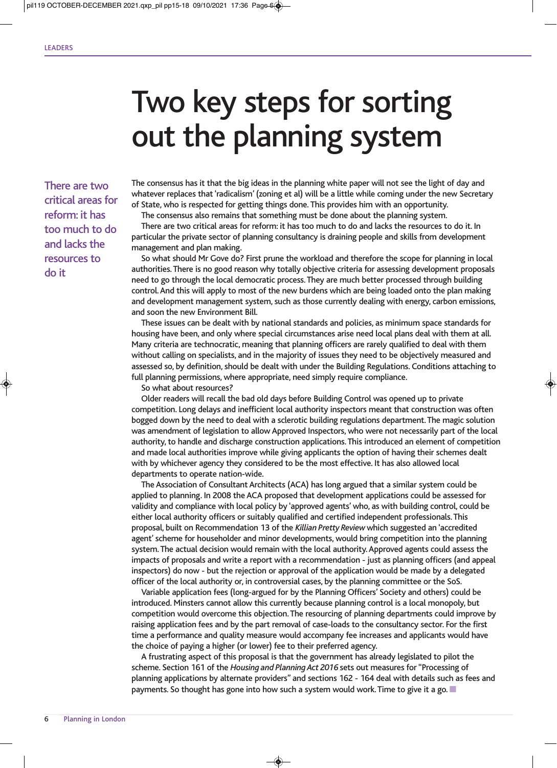# Two key steps for sorting out the planning system

> There are two critical areas for reform: it has too much to do and lacks the resources to do it

The consensus has it that the big ideas in the planning white paper will not see the light of day and whatever replaces that 'radicalism' (zoning et al) will be a little while coming under the new Secretary of State, who is respected for getting things done. This provides him with an opportunity.

The consensus also remains that something must be done about the planning system.

There are two critical areas for reform: it has too much to do and lacks the resources to do it. In particular the private sector of planning consultancy is draining people and skills from development management and plan making.

So what should Mr Gove do? First prune the workload and therefore the scope for planning in local authorities. There is no good reason why totally objective criteria for assessing development proposals need to go through the local democratic process. They are much better processed through building control. And this will apply to most of the new burdens which are being loaded onto the plan making and development management system, such as those currently dealing with energy, carbon emissions, and soon the new Environment Bill.

These issues can be dealt with by national standards and policies, as minimum space standards for housing have been, and only where special circumstances arise need local plans deal with them at all. Many criteria are technocratic, meaning that planning officers are rarely qualified to deal with them without calling on specialists, and in the majority of issues they need to be objectively measured and assessed so, by definition, should be dealt with under the Building Regulations. Conditions attaching to full planning permissions, where appropriate, need simply require compliance.

So what about resources?

Older readers will recall the bad old days before Building Control was opened up to private competition. Long delays and inefficient local authority inspectors meant that construction was often bogged down by the need to deal with a sclerotic building regulations department. The magic solution was amendment of legislation to allow Approved Inspectors, who were not necessarily part of the local authority, to handle and discharge construction applications. This introduced an element of competition and made local authorities improve while giving applicants the option of having their schemes dealt with by whichever agency they considered to be the most effective. It has also allowed local departments to operate nation-wide.

The Association of Consultant Architects (ACA) has long argued that a similar system could be applied to planning. In 2008 the ACA proposed that development applications could be assessed for validity and compliance with local policy by 'approved agents' who, as with building control, could be either local authority officers or suitably qualified and certified independent professionals. This proposal, built on Recommendation 13 of the *Killian Pretty Review* which suggested an 'accredited agent' scheme for householder and minor developments, would bring competition into the planning system. The actual decision would remain with the local authority. Approved agents could assess the impacts of proposals and write a report with a recommendation - just as planning officers (and appeal inspectors) do now - but the rejection or approval of the application would be made by a delegated officer of the local authority or, in controversial cases, by the planning committee or the SoS.

Variable application fees (long-argued for by the Planning Officers' Society and others) could be introduced. Minsters cannot allow this currently because planning control is a local monopoly, but competition would overcome this objection. The resourcing of planning departments could improve by raising application fees and by the part removal of case-loads to the consultancy sector. For the first time a performance and quality measure would accompany fee increases and applicants would have the choice of paying a higher (or lower) fee to their preferred agency.

A frustrating aspect of this proposal is that the government has already legislated to pilot the scheme. Section 161 of the *Housing and Planning Act 2016* sets out measures for "Processing of planning applications by alternate providers" and sections 162 - 164 deal with details such as fees and payments. So thought has gone into how such a system would work. Time to give it a go. ■